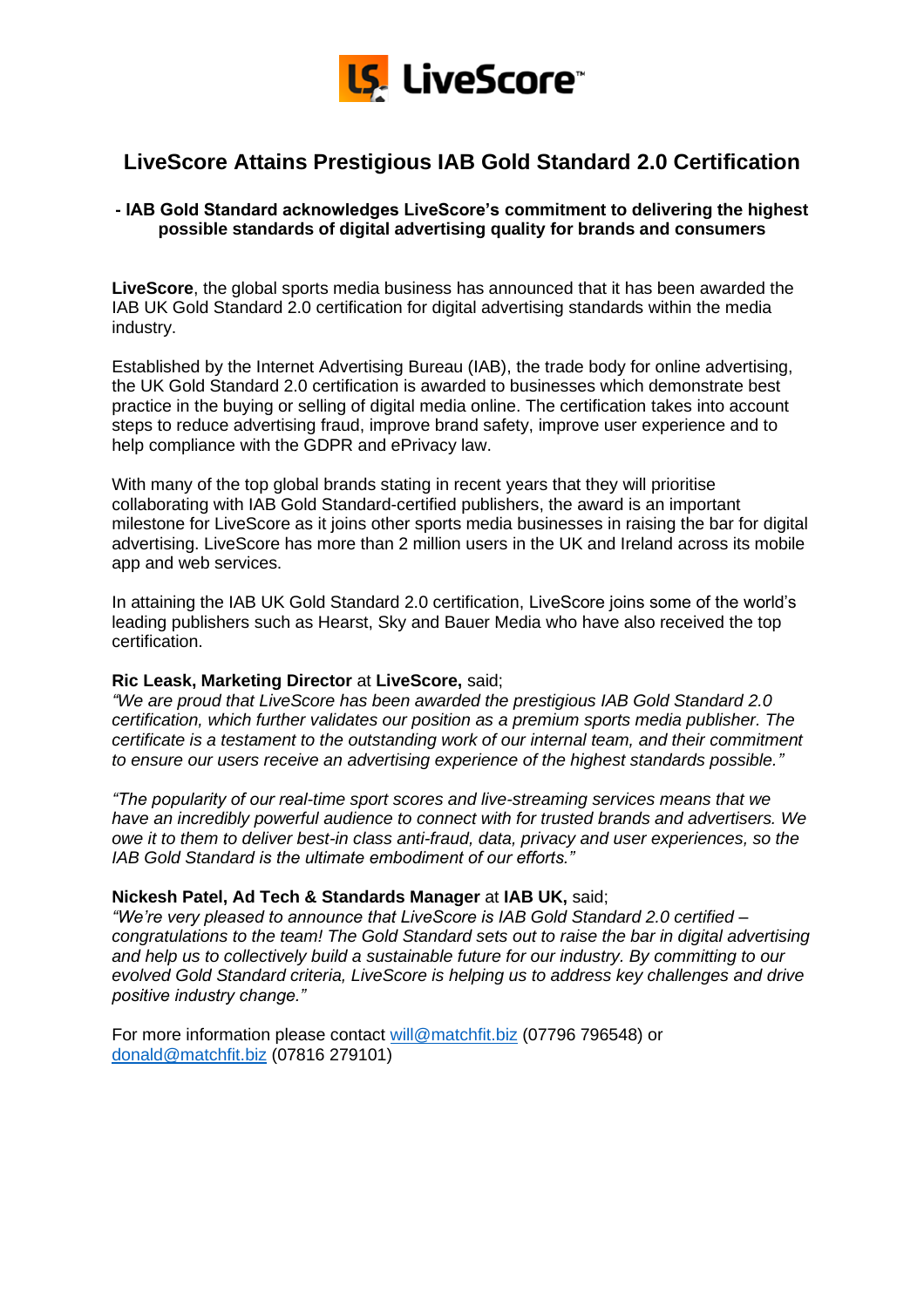# LiveScore Attains Prestigious IAB Gold Standard 2.0 Certification

**- IAB Gold Standard acknowledges LiveScore's commitment to delivering the highest possible standards of digital advertising quality for brands and consumers**

**LiveScore**, the global sports media business has announced that it has been awarded the IAB UK Gold Standard 2.0 certification for digital advertising standards within the media industry.

Established by the Internet Advertising Bureau (IAB), the trade body for online advertising, the UK Gold Standard 2.0 certification is awarded to businesses which demonstrate best practice in the buying or selling of digital media online. The certification takes into account steps to reduce advertising fraud, improve brand safety, improve user experience and to help compliance with the GDPR and ePrivacy law.

With many of the top global brands stating in recent years that they will prioritise collaborating with IAB Gold Standard-certified publishers, the award is an important milestone for LiveScore as it joins other sports media businesses in raising the bar for digital advertising. LiveScore has more than 2 million users in the UK and Ireland across its mobile app and web services.

In attaining the IAB UK Gold Standard 2.0 certification, LiveScore joins some of the world's leading publishers such as Hearst, Sky and Bauer Media who have also received the top certification.

**Ric Leask, Marketing Director** at **LiveScore,** said;
*"We are proud that LiveScore has been awarded the prestigious IAB Gold Standard 2.0 certification, which further validates our position as a premium sports media publisher. The certificate is a testament to the outstanding work of our internal team, and their commitment to ensure our users receive an advertising experience of the highest standards possible."*

*"The popularity of our real-time sport scores and live-streaming services means that we have an incredibly powerful audience to connect with for trusted brands and advertisers. We owe it to them to deliver best-in class anti-fraud, data, privacy and user experiences, so the IAB Gold Standard is the ultimate embodiment of our efforts."*

**Nickesh Patel, Ad Tech & Standards Manager** at **IAB UK,** said;
*"We're very pleased to announce that LiveScore is IAB Gold Standard 2.0 certified – congratulations to the team! The Gold Standard sets out to raise the bar in digital advertising and help us to collectively build a sustainable future for our industry. By committing to our evolved Gold Standard criteria, LiveScore is helping us to address key challenges and drive positive industry change."*

For more information please contact will@matchfit.biz (07796 796548) or donald@matchfit.biz (07816 279101)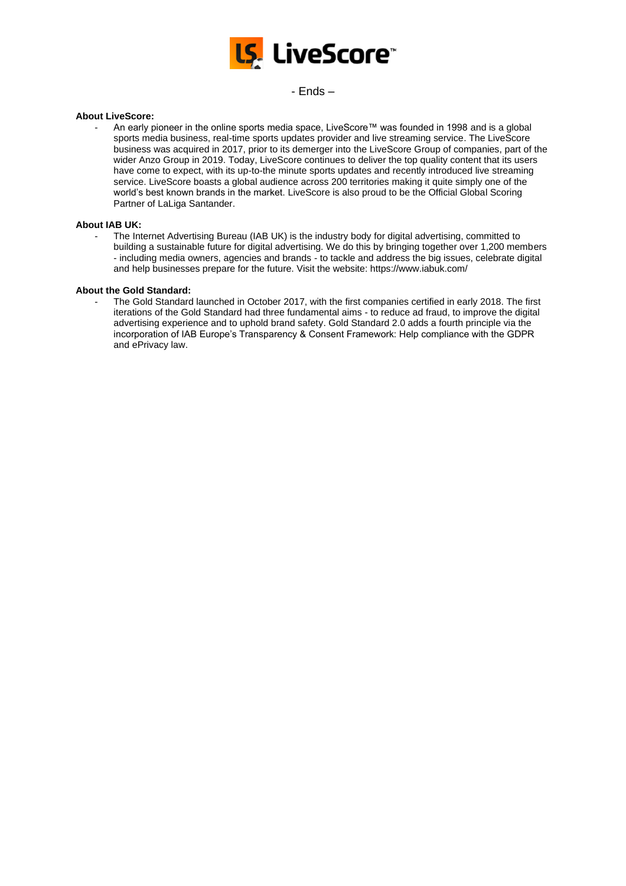- Ends –

**About LiveScore:**

- An early pioneer in the online sports media space, LiveScore™ was founded in 1998 and is a global sports media business, real-time sports updates provider and live streaming service. The LiveScore business was acquired in 2017, prior to its demerger into the LiveScore Group of companies, part of the wider Anzo Group in 2019. Today, LiveScore continues to deliver the top quality content that its users have come to expect, with its up-to-the minute sports updates and recently introduced live streaming service. LiveScore boasts a global audience across 200 territories making it quite simply one of the world's best known brands in the market. LiveScore is also proud to be the Official Global Scoring Partner of LaLiga Santander.

**About IAB UK:**

- The Internet Advertising Bureau (IAB UK) is the industry body for digital advertising, committed to building a sustainable future for digital advertising. We do this by bringing together over 1,200 members - including media owners, agencies and brands - to tackle and address the big issues, celebrate digital and help businesses prepare for the future. Visit the website: https://www.iabuk.com/

**About the Gold Standard:**

- The Gold Standard launched in October 2017, with the first companies certified in early 2018. The first iterations of the Gold Standard had three fundamental aims - to reduce ad fraud, to improve the digital advertising experience and to uphold brand safety. Gold Standard 2.0 adds a fourth principle via the incorporation of IAB Europe's Transparency & Consent Framework: Help compliance with the GDPR and ePrivacy law.